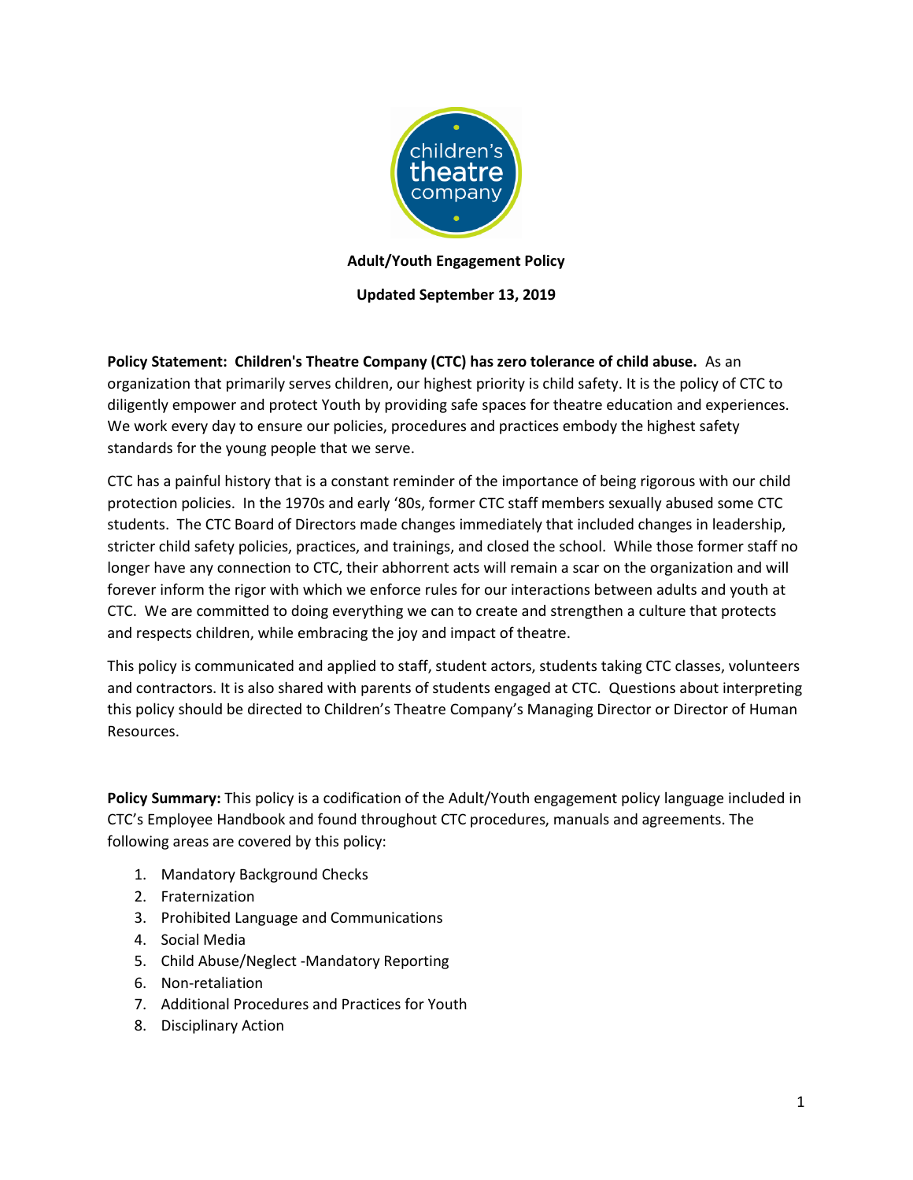**Adult/Youth Engagement Policy**

**Updated September 13, 2019**

**Policy Statement: Children's Theatre Company (CTC) has zero tolerance of child abuse.** As an organization that primarily serves children, our highest priority is child safety. It is the policy of CTC to diligently empower and protect Youth by providing safe spaces for theatre education and experiences. We work every day to ensure our policies, procedures and practices embody the highest safety standards for the young people that we serve.

CTC has a painful history that is a constant reminder of the importance of being rigorous with our child protection policies. In the 1970s and early '80s, former CTC staff members sexually abused some CTC students. The CTC Board of Directors made changes immediately that included changes in leadership, stricter child safety policies, practices, and trainings, and closed the school. While those former staff no longer have any connection to CTC, their abhorrent acts will remain a scar on the organization and will forever inform the rigor with which we enforce rules for our interactions between adults and youth at CTC. We are committed to doing everything we can to create and strengthen a culture that protects and respects children, while embracing the joy and impact of theatre.

This policy is communicated and applied to staff, student actors, students taking CTC classes, volunteers and contractors. It is also shared with parents of students engaged at CTC. Questions about interpreting this policy should be directed to Children's Theatre Company's Managing Director or Director of Human Resources.

**Policy Summary:** This policy is a codification of the Adult/Youth engagement policy language included in CTC's Employee Handbook and found throughout CTC procedures, manuals and agreements. The following areas are covered by this policy:

1. Mandatory Background Checks
2. Fraternization
3. Prohibited Language and Communications
4. Social Media
5. Child Abuse/Neglect -Mandatory Reporting
6. Non-retaliation
7. Additional Procedures and Practices for Youth
8. Disciplinary Action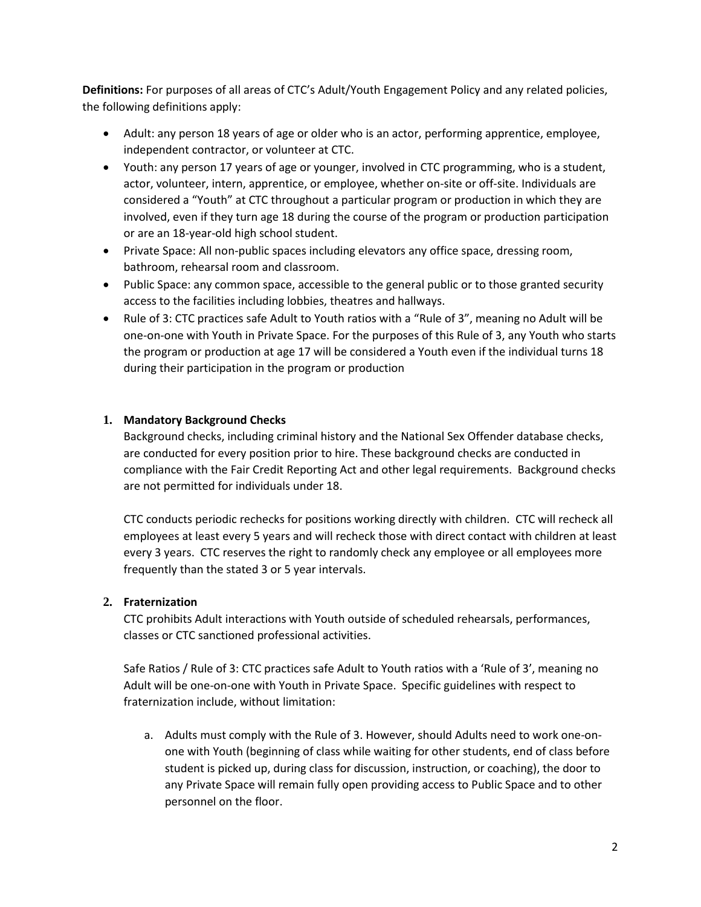**Definitions:** For purposes of all areas of CTC's Adult/Youth Engagement Policy and any related policies, the following definitions apply:

- Adult: any person 18 years of age or older who is an actor, performing apprentice, employee, independent contractor, or volunteer at CTC.
- Youth: any person 17 years of age or younger, involved in CTC programming, who is a student, actor, volunteer, intern, apprentice, or employee, whether on-site or off-site. Individuals are considered a "Youth" at CTC throughout a particular program or production in which they are involved, even if they turn age 18 during the course of the program or production participation or are an 18-year-old high school student.
- Private Space: All non-public spaces including elevators any office space, dressing room, bathroom, rehearsal room and classroom.
- Public Space: any common space, accessible to the general public or to those granted security access to the facilities including lobbies, theatres and hallways.
- Rule of 3: CTC practices safe Adult to Youth ratios with a "Rule of 3", meaning no Adult will be one-on-one with Youth in Private Space. For the purposes of this Rule of 3, any Youth who starts the program or production at age 17 will be considered a Youth even if the individual turns 18 during their participation in the program or production

1. **Mandatory Background Checks**

   Background checks, including criminal history and the National Sex Offender database checks, are conducted for every position prior to hire. These background checks are conducted in compliance with the Fair Credit Reporting Act and other legal requirements. Background checks are not permitted for individuals under 18.

   CTC conducts periodic rechecks for positions working directly with children. CTC will recheck all employees at least every 5 years and will recheck those with direct contact with children at least every 3 years. CTC reserves the right to randomly check any employee or all employees more frequently than the stated 3 or 5 year intervals.

2. **Fraternization**

   CTC prohibits Adult interactions with Youth outside of scheduled rehearsals, performances, classes or CTC sanctioned professional activities.

   Safe Ratios / Rule of 3: CTC practices safe Adult to Youth ratios with a 'Rule of 3', meaning no Adult will be one-on-one with Youth in Private Space. Specific guidelines with respect to fraternization include, without limitation:

   a. Adults must comply with the Rule of 3. However, should Adults need to work one-on-one with Youth (beginning of class while waiting for other students, end of class before student is picked up, during class for discussion, instruction, or coaching), the door to any Private Space will remain fully open providing access to Public Space and to other personnel on the floor.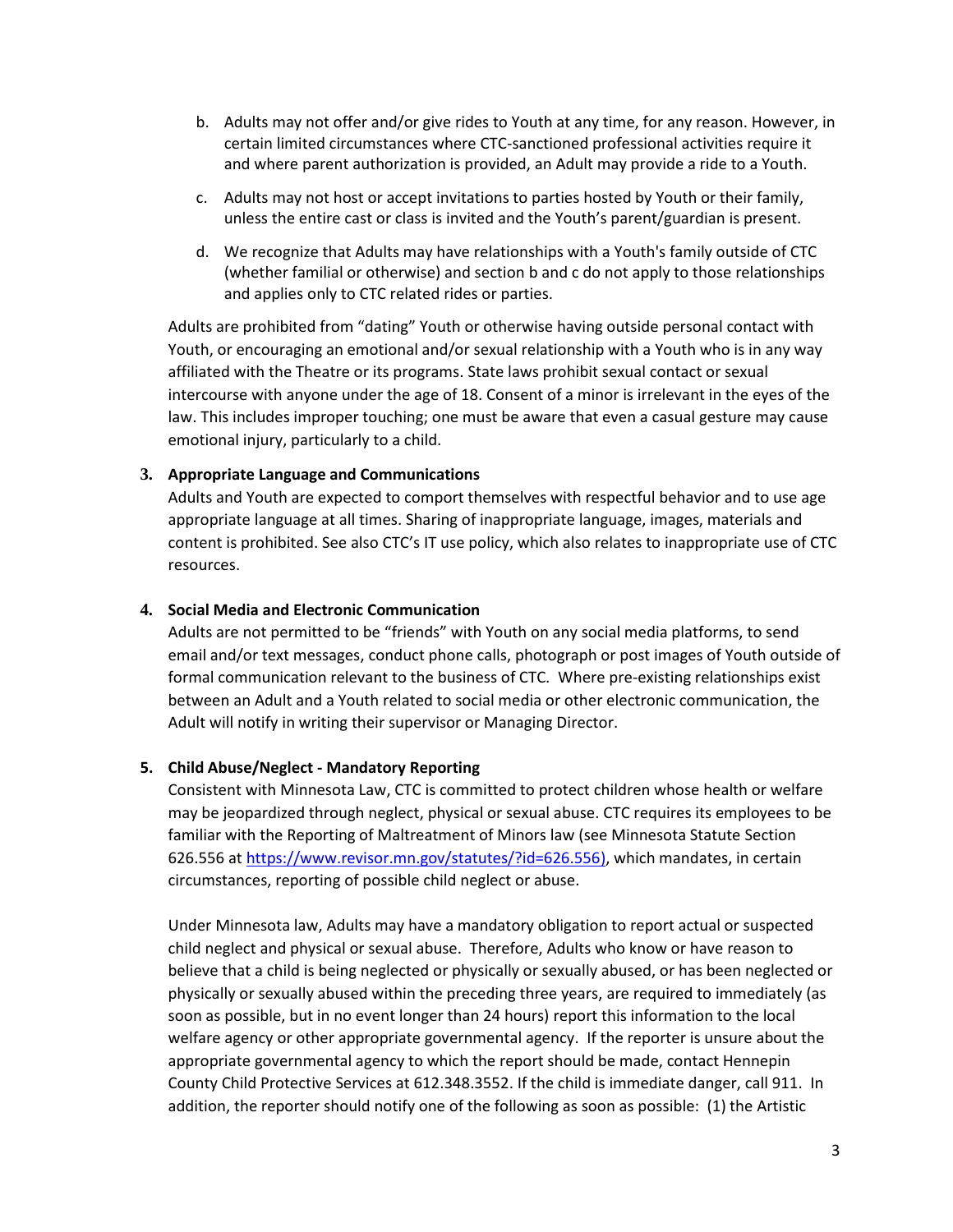b. Adults may not offer and/or give rides to Youth at any time, for any reason. However, in certain limited circumstances where CTC-sanctioned professional activities require it and where parent authorization is provided, an Adult may provide a ride to a Youth.

c. Adults may not host or accept invitations to parties hosted by Youth or their family, unless the entire cast or class is invited and the Youth's parent/guardian is present.

d. We recognize that Adults may have relationships with a Youth's family outside of CTC (whether familial or otherwise) and section b and c do not apply to those relationships and applies only to CTC related rides or parties.

Adults are prohibited from "dating" Youth or otherwise having outside personal contact with Youth, or encouraging an emotional and/or sexual relationship with a Youth who is in any way affiliated with the Theatre or its programs. State laws prohibit sexual contact or sexual intercourse with anyone under the age of 18. Consent of a minor is irrelevant in the eyes of the law. This includes improper touching; one must be aware that even a casual gesture may cause emotional injury, particularly to a child.

**3. Appropriate Language and Communications**

Adults and Youth are expected to comport themselves with respectful behavior and to use age appropriate language at all times. Sharing of inappropriate language, images, materials and content is prohibited. See also CTC's IT use policy, which also relates to inappropriate use of CTC resources.

**4. Social Media and Electronic Communication**

Adults are not permitted to be "friends" with Youth on any social media platforms, to send email and/or text messages, conduct phone calls, photograph or post images of Youth outside of formal communication relevant to the business of CTC. Where pre-existing relationships exist between an Adult and a Youth related to social media or other electronic communication, the Adult will notify in writing their supervisor or Managing Director.

**5. Child Abuse/Neglect - Mandatory Reporting**

Consistent with Minnesota Law, CTC is committed to protect children whose health or welfare may be jeopardized through neglect, physical or sexual abuse. CTC requires its employees to be familiar with the Reporting of Maltreatment of Minors law (see Minnesota Statute Section 626.556 at https://www.revisor.mn.gov/statutes/?id=626.556), which mandates, in certain circumstances, reporting of possible child neglect or abuse.

Under Minnesota law, Adults may have a mandatory obligation to report actual or suspected child neglect and physical or sexual abuse. Therefore, Adults who know or have reason to believe that a child is being neglected or physically or sexually abused, or has been neglected or physically or sexually abused within the preceding three years, are required to immediately (as soon as possible, but in no event longer than 24 hours) report this information to the local welfare agency or other appropriate governmental agency. If the reporter is unsure about the appropriate governmental agency to which the report should be made, contact Hennepin County Child Protective Services at 612.348.3552. If the child is immediate danger, call 911. In addition, the reporter should notify one of the following as soon as possible: (1) the Artistic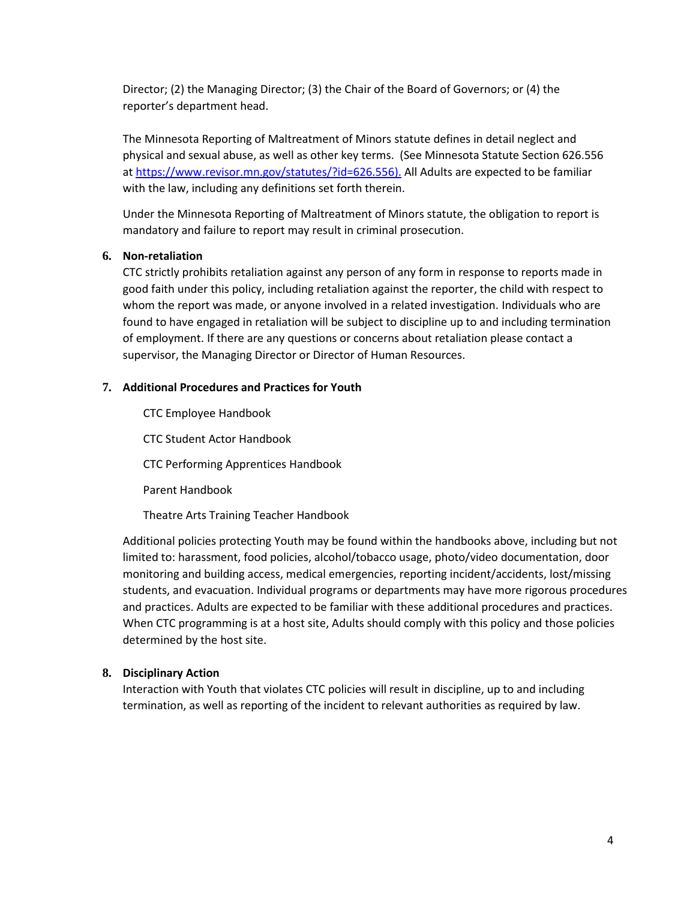Director; (2) the Managing Director; (3) the Chair of the Board of Governors; or (4) the reporter's department head.

The Minnesota Reporting of Maltreatment of Minors statute defines in detail neglect and physical and sexual abuse, as well as other key terms. (See Minnesota Statute Section 626.556 at https://www.revisor.mn.gov/statutes/?id=626.556). All Adults are expected to be familiar with the law, including any definitions set forth therein.

Under the Minnesota Reporting of Maltreatment of Minors statute, the obligation to report is mandatory and failure to report may result in criminal prosecution.

**6. Non-retaliation**

CTC strictly prohibits retaliation against any person of any form in response to reports made in good faith under this policy, including retaliation against the reporter, the child with respect to whom the report was made, or anyone involved in a related investigation. Individuals who are found to have engaged in retaliation will be subject to discipline up to and including termination of employment. If there are any questions or concerns about retaliation please contact a supervisor, the Managing Director or Director of Human Resources.

**7. Additional Procedures and Practices for Youth**

CTC Employee Handbook

CTC Student Actor Handbook

CTC Performing Apprentices Handbook

Parent Handbook

Theatre Arts Training Teacher Handbook

Additional policies protecting Youth may be found within the handbooks above, including but not limited to: harassment, food policies, alcohol/tobacco usage, photo/video documentation, door monitoring and building access, medical emergencies, reporting incident/accidents, lost/missing students, and evacuation. Individual programs or departments may have more rigorous procedures and practices. Adults are expected to be familiar with these additional procedures and practices. When CTC programming is at a host site, Adults should comply with this policy and those policies determined by the host site.

**8. Disciplinary Action**

Interaction with Youth that violates CTC policies will result in discipline, up to and including termination, as well as reporting of the incident to relevant authorities as required by law.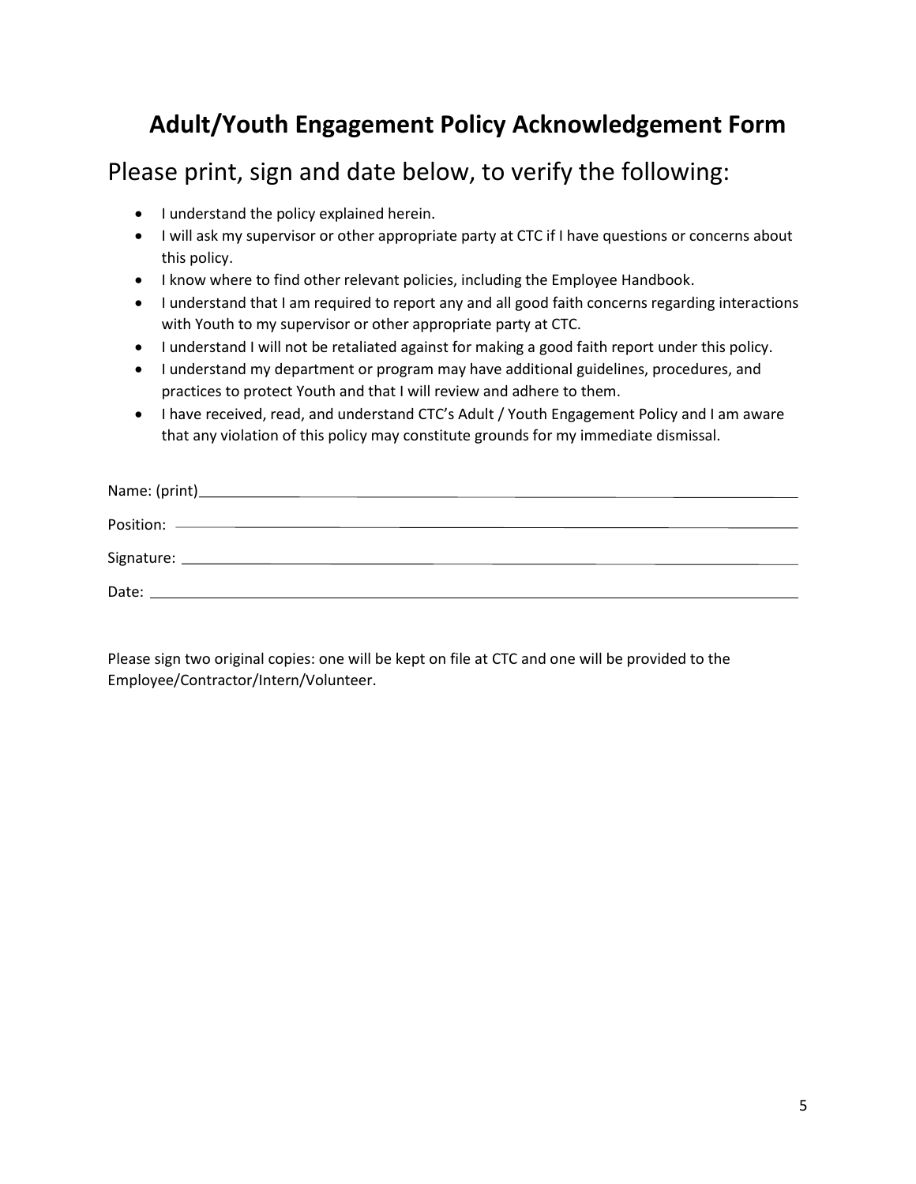# Adult/Youth Engagement Policy Acknowledgement Form

## Please print, sign and date below, to verify the following:

- I understand the policy explained herein.
- I will ask my supervisor or other appropriate party at CTC if I have questions or concerns about this policy.
- I know where to find other relevant policies, including the Employee Handbook.
- I understand that I am required to report any and all good faith concerns regarding interactions with Youth to my supervisor or other appropriate party at CTC.
- I understand I will not be retaliated against for making a good faith report under this policy.
- I understand my department or program may have additional guidelines, procedures, and practices to protect Youth and that I will review and adhere to them.
- I have received, read, and understand CTC's Adult / Youth Engagement Policy and I am aware that any violation of this policy may constitute grounds for my immediate dismissal.

Name: (print)\_\_\_\_\_\_\_\_\_\_\_\_\_\_\_\_\_\_\_\_\_\_\_\_\_\_\_\_\_\_\_\_\_\_\_\_\_\_\_\_\_\_\_\_

Position: \_\_\_\_\_\_\_\_\_\_\_\_\_\_\_\_\_\_\_\_\_\_\_\_\_\_\_\_\_\_\_\_\_\_\_\_\_\_\_\_\_\_\_\_

Signature: \_\_\_\_\_\_\_\_\_\_\_\_\_\_\_\_\_\_\_\_\_\_\_\_\_\_\_\_\_\_\_\_\_\_\_\_\_\_\_\_\_\_\_\_

Date: \_\_\_\_\_\_\_\_\_\_\_\_\_\_\_\_\_\_\_\_\_\_\_\_\_\_\_\_\_\_\_\_\_\_\_\_\_\_\_\_\_\_\_\_

Please sign two original copies: one will be kept on file at CTC and one will be provided to the Employee/Contractor/Intern/Volunteer.